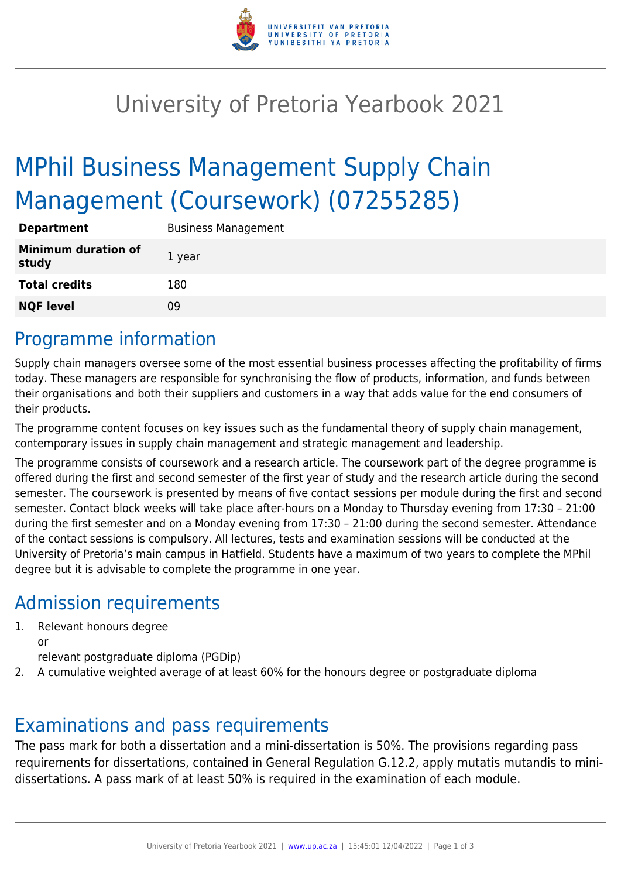# University of Pretoria Yearbook 2021

## MPhil Business Management Supply Chain Management (Coursework) (07255285)

| **Department** | Business Management |
|---|---|
| **Minimum duration of study** | 1 year |
| **Total credits** | 180 |
| **NQF level** | 09 |

## Programme information

Supply chain managers oversee some of the most essential business processes affecting the profitability of firms today. These managers are responsible for synchronising the flow of products, information, and funds between their organisations and both their suppliers and customers in a way that adds value for the end consumers of their products.

The programme content focuses on key issues such as the fundamental theory of supply chain management, contemporary issues in supply chain management and strategic management and leadership.

The programme consists of coursework and a research article. The coursework part of the degree programme is offered during the first and second semester of the first year of study and the research article during the second semester. The coursework is presented by means of five contact sessions per module during the first and second semester. Contact block weeks will take place after-hours on a Monday to Thursday evening from 17:30 – 21:00 during the first semester and on a Monday evening from 17:30 – 21:00 during the second semester. Attendance of the contact sessions is compulsory. All lectures, tests and examination sessions will be conducted at the University of Pretoria's main campus in Hatfield. Students have a maximum of two years to complete the MPhil degree but it is advisable to complete the programme in one year.

## Admission requirements

1. Relevant honours degree
   or
   relevant postgraduate diploma (PGDip)
2. A cumulative weighted average of at least 60% for the honours degree or postgraduate diploma

## Examinations and pass requirements

The pass mark for both a dissertation and a mini-dissertation is 50%. The provisions regarding pass requirements for dissertations, contained in General Regulation G.12.2, apply mutatis mutandis to mini-dissertations. A pass mark of at least 50% is required in the examination of each module.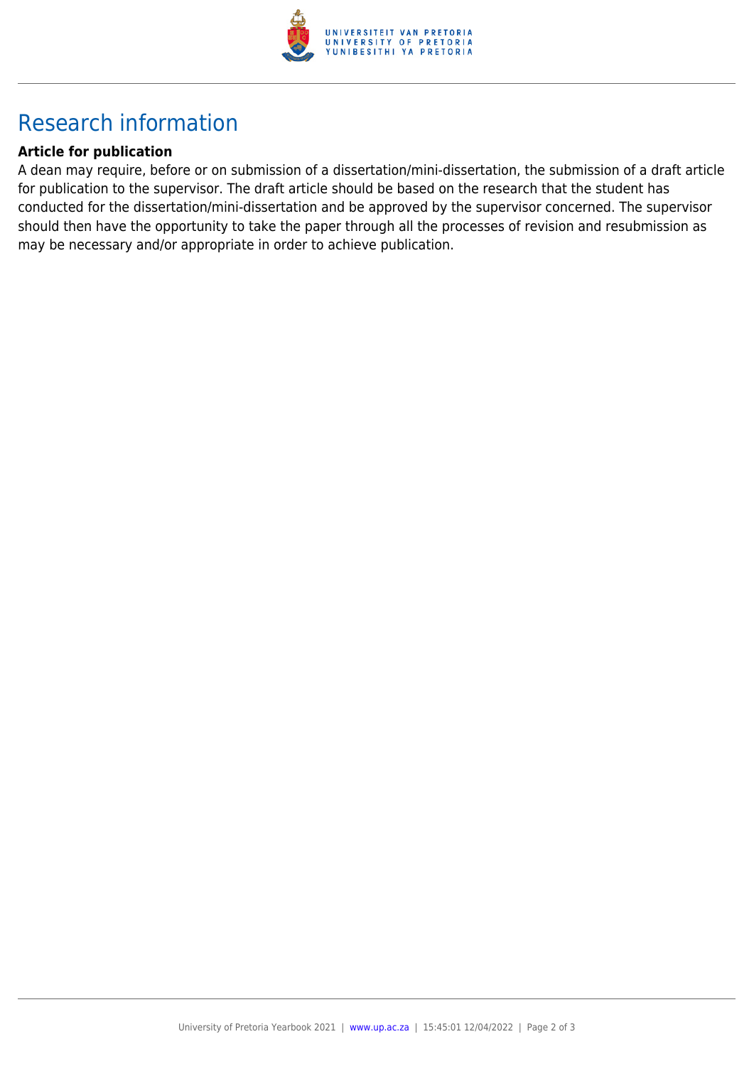# Research information

**Article for publication**

A dean may require, before or on submission of a dissertation/mini-dissertation, the submission of a draft article for publication to the supervisor. The draft article should be based on the research that the student has conducted for the dissertation/mini-dissertation and be approved by the supervisor concerned. The supervisor should then have the opportunity to take the paper through all the processes of revision and resubmission as may be necessary and/or appropriate in order to achieve publication.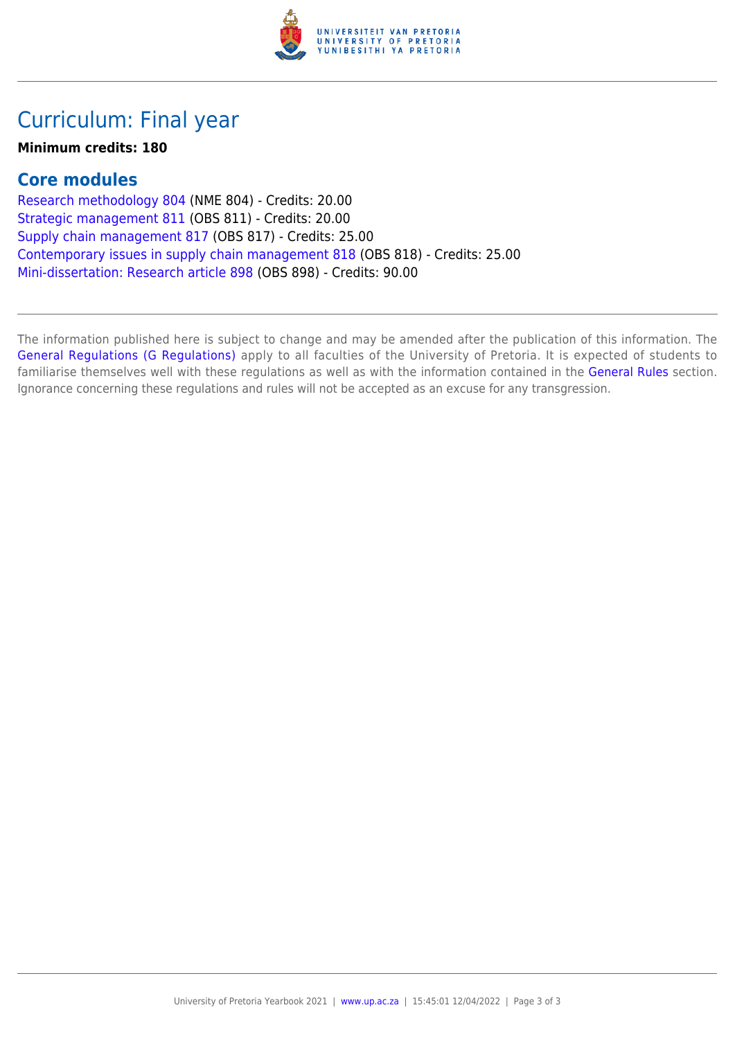## Curriculum: Final year

**Minimum credits: 180**

### Core modules

Research methodology 804 (NME 804) - Credits: 20.00
Strategic management 811 (OBS 811) - Credits: 20.00
Supply chain management 817 (OBS 817) - Credits: 25.00
Contemporary issues in supply chain management 818 (OBS 818) - Credits: 25.00
Mini-dissertation: Research article 898 (OBS 898) - Credits: 90.00

The information published here is subject to change and may be amended after the publication of this information. The General Regulations (G Regulations) apply to all faculties of the University of Pretoria. It is expected of students to familiarise themselves well with these regulations as well as with the information contained in the General Rules section. Ignorance concerning these regulations and rules will not be accepted as an excuse for any transgression.